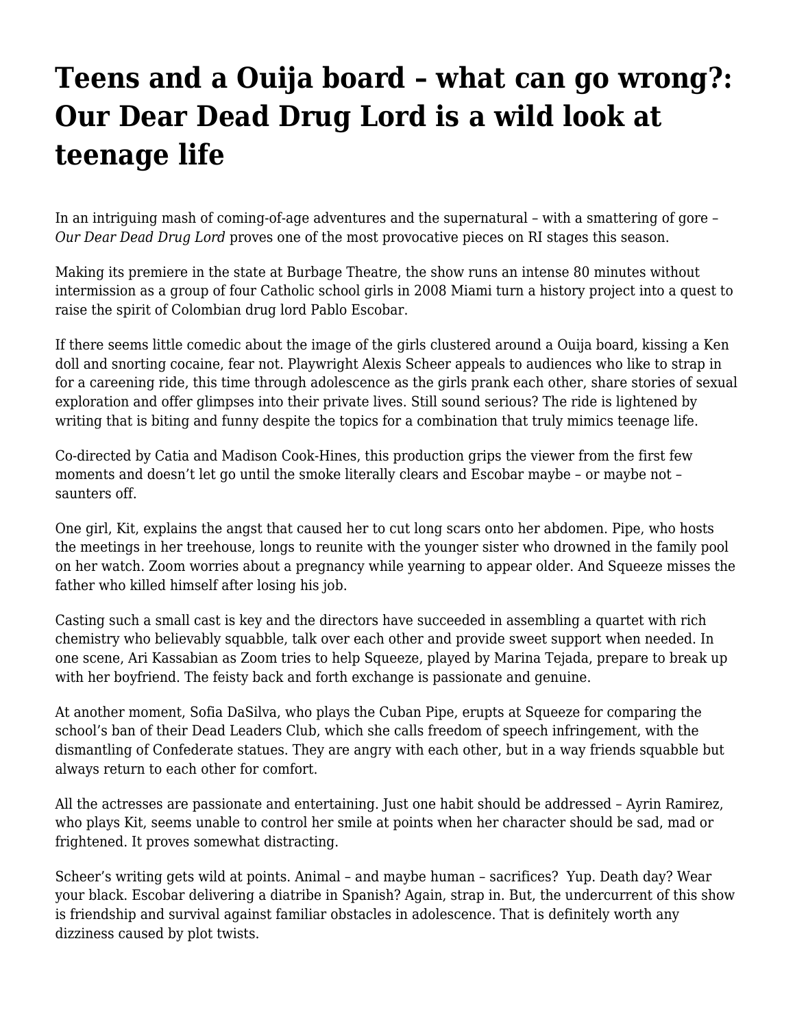# Teens and a Ouija board – what can go wrong?: Our Dear Dead Drug Lord is a wild look at teenage life

In an intriguing mash of coming-of-age adventures and the supernatural – with a smattering of gore – *Our Dear Dead Drug Lord* proves one of the most provocative pieces on RI stages this season.

Making its premiere in the state at Burbage Theatre, the show runs an intense 80 minutes without intermission as a group of four Catholic school girls in 2008 Miami turn a history project into a quest to raise the spirit of Colombian drug lord Pablo Escobar.

If there seems little comedic about the image of the girls clustered around a Ouija board, kissing a Ken doll and snorting cocaine, fear not. Playwright Alexis Scheer appeals to audiences who like to strap in for a careening ride, this time through adolescence as the girls prank each other, share stories of sexual exploration and offer glimpses into their private lives. Still sound serious? The ride is lightened by writing that is biting and funny despite the topics for a combination that truly mimics teenage life.

Co-directed by Catia and Madison Cook-Hines, this production grips the viewer from the first few moments and doesn't let go until the smoke literally clears and Escobar maybe – or maybe not – saunters off.

One girl, Kit, explains the angst that caused her to cut long scars onto her abdomen. Pipe, who hosts the meetings in her treehouse, longs to reunite with the younger sister who drowned in the family pool on her watch. Zoom worries about a pregnancy while yearning to appear older. And Squeeze misses the father who killed himself after losing his job.

Casting such a small cast is key and the directors have succeeded in assembling a quartet with rich chemistry who believably squabble, talk over each other and provide sweet support when needed. In one scene, Ari Kassabian as Zoom tries to help Squeeze, played by Marina Tejada, prepare to break up with her boyfriend. The feisty back and forth exchange is passionate and genuine.

At another moment, Sofia DaSilva, who plays the Cuban Pipe, erupts at Squeeze for comparing the school's ban of their Dead Leaders Club, which she calls freedom of speech infringement, with the dismantling of Confederate statues. They are angry with each other, but in a way friends squabble but always return to each other for comfort.

All the actresses are passionate and entertaining. Just one habit should be addressed – Ayrin Ramirez, who plays Kit, seems unable to control her smile at points when her character should be sad, mad or frightened. It proves somewhat distracting.

Scheer's writing gets wild at points. Animal – and maybe human – sacrifices? Yup. Death day? Wear your black. Escobar delivering a diatribe in Spanish? Again, strap in. But, the undercurrent of this show is friendship and survival against familiar obstacles in adolescence. That is definitely worth any dizziness caused by plot twists.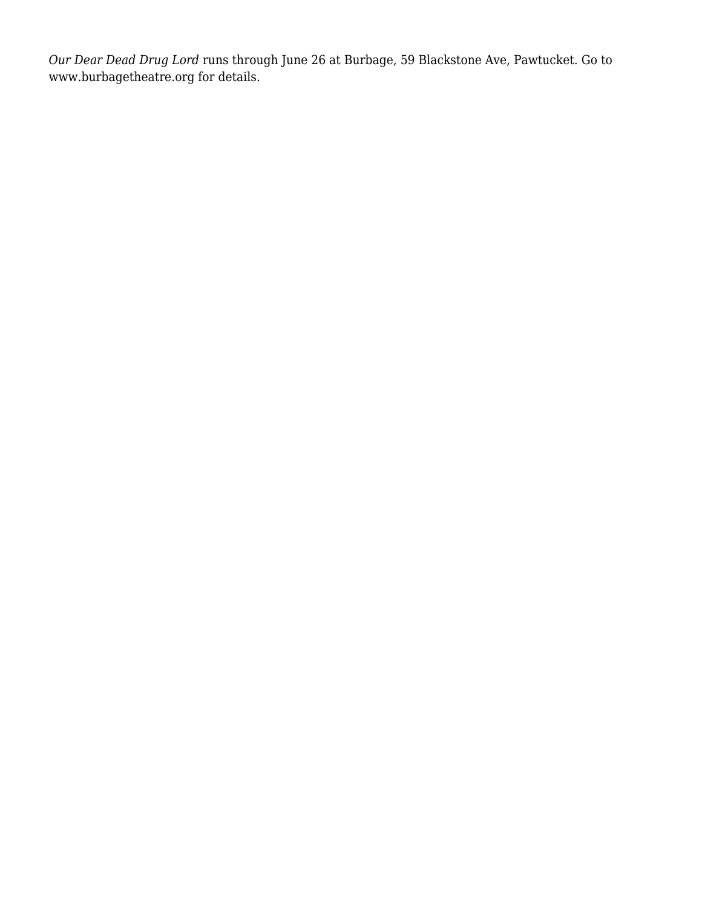*Our Dear Dead Drug Lord* runs through June 26 at Burbage, 59 Blackstone Ave, Pawtucket. Go to www.burbagetheatre.org for details.